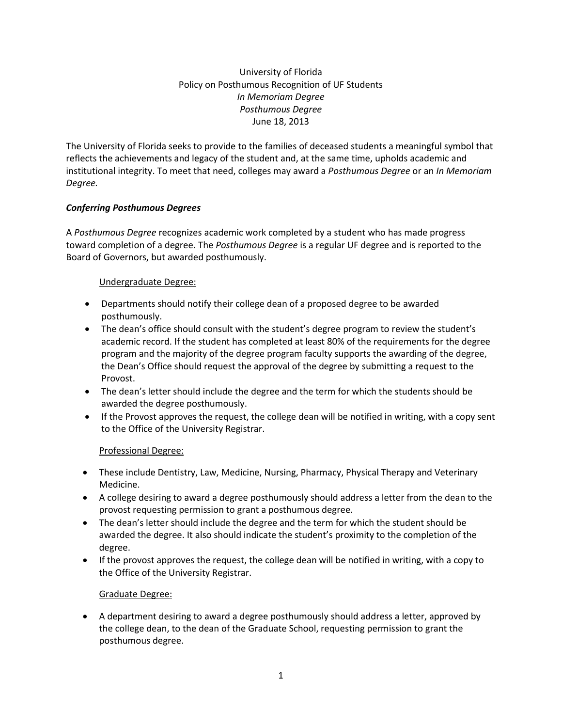# University of Florida
## Policy on Posthumous Recognition of UF Students
### *In Memoriam Degree*
### *Posthumous Degree*
June 18, 2013

The University of Florida seeks to provide to the families of deceased students a meaningful symbol that reflects the achievements and legacy of the student and, at the same time, upholds academic and institutional integrity. To meet that need, colleges may award a *Posthumous Degree* or an *In Memoriam Degree.*

## ***Conferring Posthumous Degrees***

A *Posthumous Degree* recognizes academic work completed by a student who has made progress toward completion of a degree. The *Posthumous Degree* is a regular UF degree and is reported to the Board of Governors, but awarded posthumously.

### Undergraduate Degree:

- Departments should notify their college dean of a proposed degree to be awarded posthumously.
- The dean's office should consult with the student's degree program to review the student's academic record. If the student has completed at least 80% of the requirements for the degree program and the majority of the degree program faculty supports the awarding of the degree, the Dean's Office should request the approval of the degree by submitting a request to the Provost.
- The dean's letter should include the degree and the term for which the students should be awarded the degree posthumously.
- If the Provost approves the request, the college dean will be notified in writing, with a copy sent to the Office of the University Registrar.

### Professional Degree:

- These include Dentistry, Law, Medicine, Nursing, Pharmacy, Physical Therapy and Veterinary Medicine.
- A college desiring to award a degree posthumously should address a letter from the dean to the provost requesting permission to grant a posthumous degree.
- The dean's letter should include the degree and the term for which the student should be awarded the degree. It also should indicate the student's proximity to the completion of the degree.
- If the provost approves the request, the college dean will be notified in writing, with a copy to the Office of the University Registrar.

### Graduate Degree:

- A department desiring to award a degree posthumously should address a letter, approved by the college dean, to the dean of the Graduate School, requesting permission to grant the posthumous degree.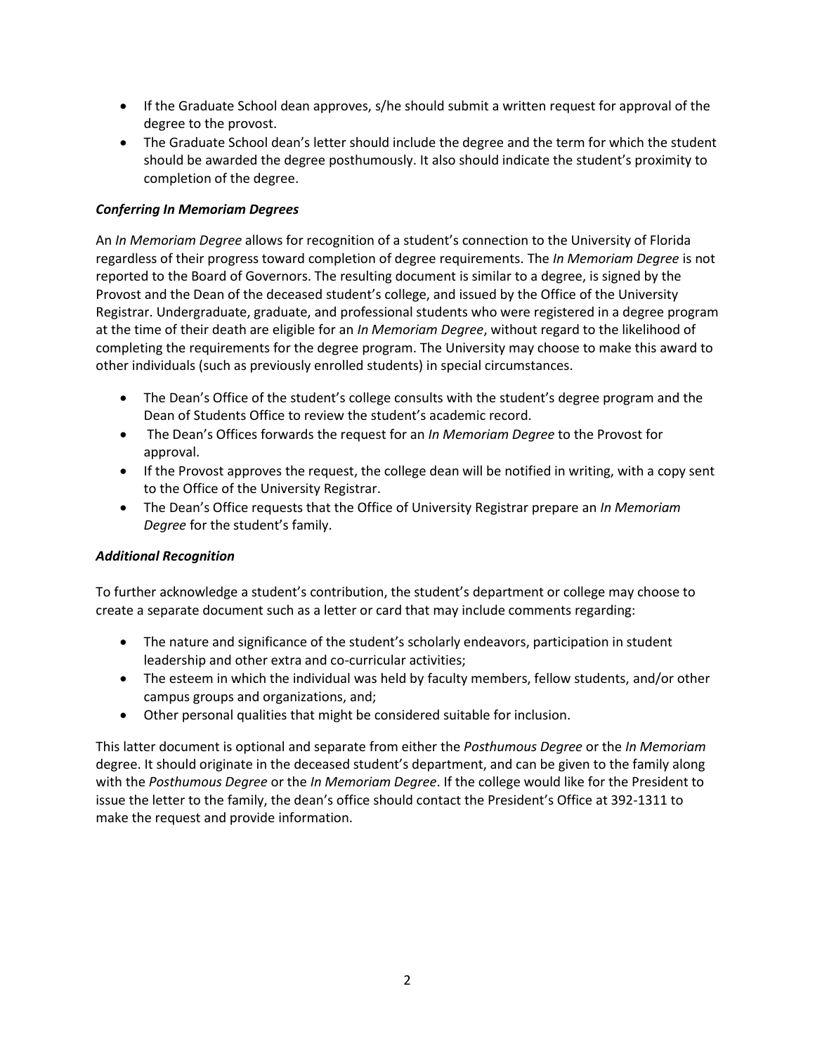- If the Graduate School dean approves, s/he should submit a written request for approval of the degree to the provost.
- The Graduate School dean's letter should include the degree and the term for which the student should be awarded the degree posthumously. It also should indicate the student's proximity to completion of the degree.

### *Conferring In Memoriam Degrees*

An *In Memoriam Degree* allows for recognition of a student's connection to the University of Florida regardless of their progress toward completion of degree requirements. The *In Memoriam Degree* is not reported to the Board of Governors. The resulting document is similar to a degree, is signed by the Provost and the Dean of the deceased student's college, and issued by the Office of the University Registrar. Undergraduate, graduate, and professional students who were registered in a degree program at the time of their death are eligible for an *In Memoriam Degree*, without regard to the likelihood of completing the requirements for the degree program. The University may choose to make this award to other individuals (such as previously enrolled students) in special circumstances.

- The Dean's Office of the student's college consults with the student's degree program and the Dean of Students Office to review the student's academic record.
- The Dean's Offices forwards the request for an *In Memoriam Degree* to the Provost for approval.
- If the Provost approves the request, the college dean will be notified in writing, with a copy sent to the Office of the University Registrar.
- The Dean's Office requests that the Office of University Registrar prepare an *In Memoriam Degree* for the student's family.

### *Additional Recognition*

To further acknowledge a student's contribution, the student's department or college may choose to create a separate document such as a letter or card that may include comments regarding:

- The nature and significance of the student's scholarly endeavors, participation in student leadership and other extra and co-curricular activities;
- The esteem in which the individual was held by faculty members, fellow students, and/or other campus groups and organizations, and;
- Other personal qualities that might be considered suitable for inclusion.

This latter document is optional and separate from either the *Posthumous Degree* or the *In Memoriam* degree. It should originate in the deceased student's department, and can be given to the family along with the *Posthumous Degree* or the *In Memoriam Degree*. If the college would like for the President to issue the letter to the family, the dean's office should contact the President's Office at 392-1311 to make the request and provide information.